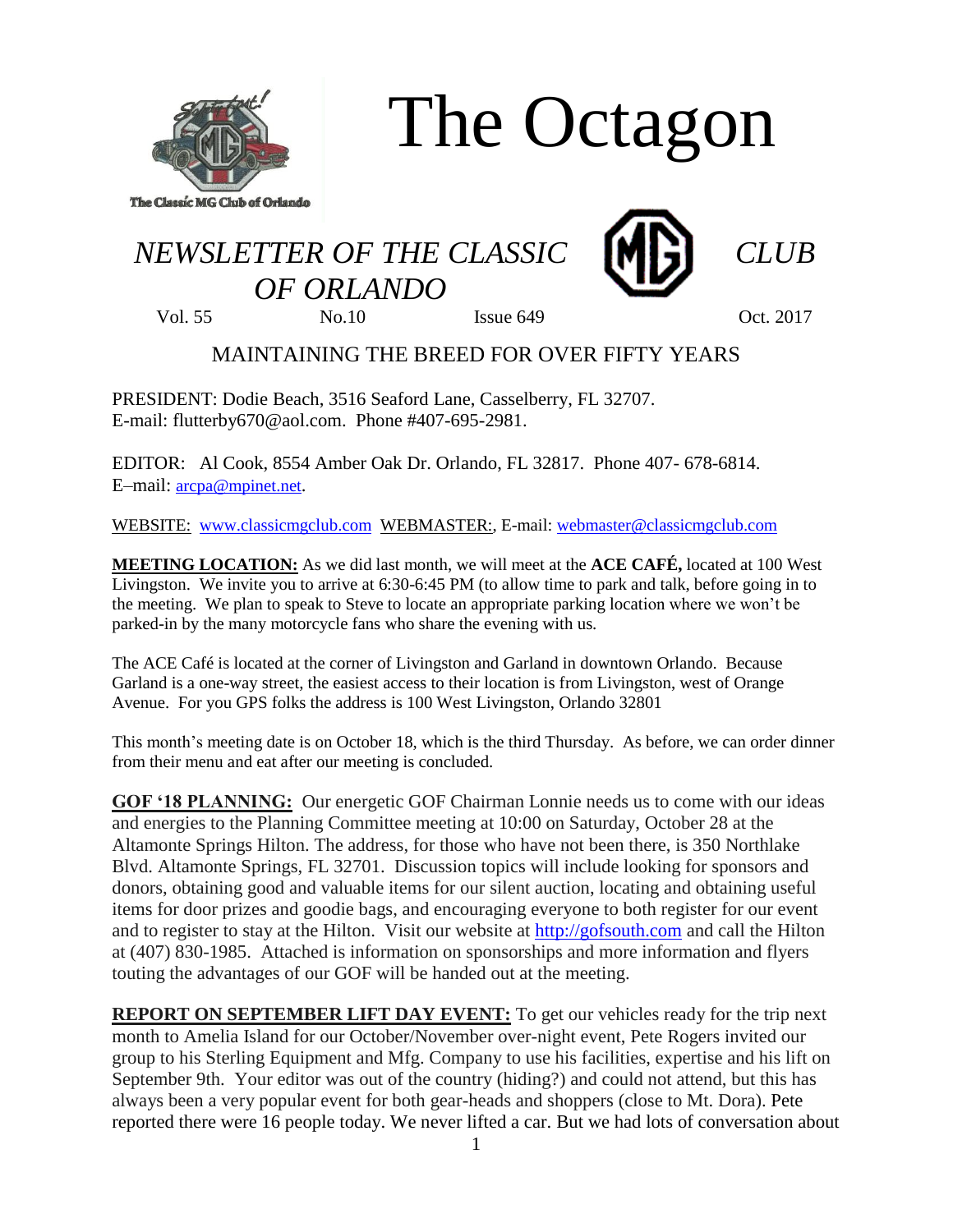# The Octagon

*NEWSLETTER OF THE CLASSIC CLUB OF ORLANDO*

Vol. 55 No.10 Issue 649 Oct. 2017

MAINTAINING THE BREED FOR OVER FIFTY YEARS

PRESIDENT: Dodie Beach, 3516 Seaford Lane, Casselberry, FL 32707.
E-mail: flutterby670@aol.com. Phone #407-695-2981.

EDITOR: Al Cook, 8554 Amber Oak Dr. Orlando, FL 32817. Phone 407- 678-6814.
E–mail: arcpa@mpinet.net.

WEBSITE: www.classicmgclub.com WEBMASTER:, E-mail: webmaster@classicmgclub.com

**MEETING LOCATION:** As we did last month, we will meet at the **ACE CAFÉ,** located at 100 West Livingston. We invite you to arrive at 6:30-6:45 PM (to allow time to park and talk, before going in to the meeting. We plan to speak to Steve to locate an appropriate parking location where we won't be parked-in by the many motorcycle fans who share the evening with us.

The ACE Café is located at the corner of Livingston and Garland in downtown Orlando. Because Garland is a one-way street, the easiest access to their location is from Livingston, west of Orange Avenue. For you GPS folks the address is 100 West Livingston, Orlando 32801

This month's meeting date is on October 18, which is the third Thursday. As before, we can order dinner from their menu and eat after our meeting is concluded.

**GOF '18 PLANNING:** Our energetic GOF Chairman Lonnie needs us to come with our ideas and energies to the Planning Committee meeting at 10:00 on Saturday, October 28 at the Altamonte Springs Hilton. The address, for those who have not been there, is 350 Northlake Blvd. Altamonte Springs, FL 32701. Discussion topics will include looking for sponsors and donors, obtaining good and valuable items for our silent auction, locating and obtaining useful items for door prizes and goodie bags, and encouraging everyone to both register for our event and to register to stay at the Hilton. Visit our website at http://gofsouth.com and call the Hilton at (407) 830-1985. Attached is information on sponsorships and more information and flyers touting the advantages of our GOF will be handed out at the meeting.

**REPORT ON SEPTEMBER LIFT DAY EVENT:** To get our vehicles ready for the trip next month to Amelia Island for our October/November over-night event, Pete Rogers invited our group to his Sterling Equipment and Mfg. Company to use his facilities, expertise and his lift on September 9th. Your editor was out of the country (hiding?) and could not attend, but this has always been a very popular event for both gear-heads and shoppers (close to Mt. Dora). Pete reported there were 16 people today. We never lifted a car. But we had lots of conversation about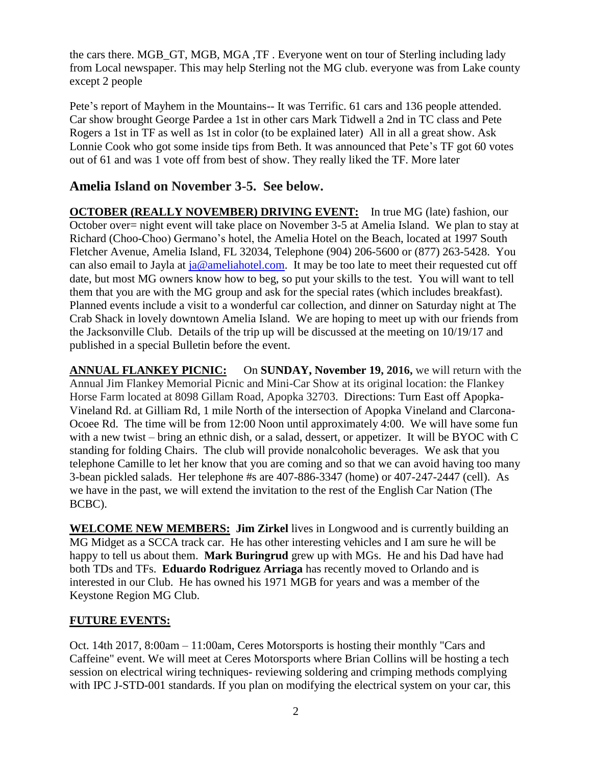the cars there. MGB_GT, MGB, MGA ,TF . Everyone went on tour of Sterling including lady from Local newspaper. This may help Sterling not the MG club. everyone was from Lake county except 2 people

Pete's report of Mayhem in the Mountains-- It was Terrific. 61 cars and 136 people attended. Car show brought George Pardee a 1st in other cars Mark Tidwell a 2nd in TC class and Pete Rogers a 1st in TF as well as 1st in color (to be explained later) All in all a great show. Ask Lonnie Cook who got some inside tips from Beth. It was announced that Pete's TF got 60 votes out of 61 and was 1 vote off from best of show. They really liked the TF. More later

## Amelia Island on November 3-5. See below.

**OCTOBER (REALLY NOVEMBER) DRIVING EVENT:** In true MG (late) fashion, our October over= night event will take place on November 3-5 at Amelia Island. We plan to stay at Richard (Choo-Choo) Germano's hotel, the Amelia Hotel on the Beach, located at 1997 South Fletcher Avenue, Amelia Island, FL 32034, Telephone (904) 206-5600 or (877) 263-5428. You can also email to Jayla at ja@ameliahotel.com. It may be too late to meet their requested cut off date, but most MG owners know how to beg, so put your skills to the test. You will want to tell them that you are with the MG group and ask for the special rates (which includes breakfast). Planned events include a visit to a wonderful car collection, and dinner on Saturday night at The Crab Shack in lovely downtown Amelia Island. We are hoping to meet up with our friends from the Jacksonville Club. Details of the trip up will be discussed at the meeting on 10/19/17 and published in a special Bulletin before the event.

**ANNUAL FLANKEY PICNIC:** On **SUNDAY, November 19, 2016,** we will return with the Annual Jim Flankey Memorial Picnic and Mini-Car Show at its original location: the Flankey Horse Farm located at 8098 Gillam Road, Apopka 32703. Directions: Turn East off Apopka-Vineland Rd. at Gilliam Rd, 1 mile North of the intersection of Apopka Vineland and Clarcona-Ocoee Rd. The time will be from 12:00 Noon until approximately 4:00. We will have some fun with a new twist – bring an ethnic dish, or a salad, dessert, or appetizer. It will be BYOC with C standing for folding Chairs. The club will provide nonalcoholic beverages. We ask that you telephone Camille to let her know that you are coming and so that we can avoid having too many 3-bean pickled salads. Her telephone #s are 407-886-3347 (home) or 407-247-2447 (cell). As we have in the past, we will extend the invitation to the rest of the English Car Nation (The BCBC).

**WELCOME NEW MEMBERS:** **Jim Zirkel** lives in Longwood and is currently building an MG Midget as a SCCA track car. He has other interesting vehicles and I am sure he will be happy to tell us about them. **Mark Buringrud** grew up with MGs. He and his Dad have had both TDs and TFs. **Eduardo Rodriguez Arriaga** has recently moved to Orlando and is interested in our Club. He has owned his 1971 MGB for years and was a member of the Keystone Region MG Club.

**FUTURE EVENTS:**

Oct. 14th 2017, 8:00am – 11:00am, Ceres Motorsports is hosting their monthly "Cars and Caffeine" event. We will meet at Ceres Motorsports where Brian Collins will be hosting a tech session on electrical wiring techniques- reviewing soldering and crimping methods complying with IPC J-STD-001 standards. If you plan on modifying the electrical system on your car, this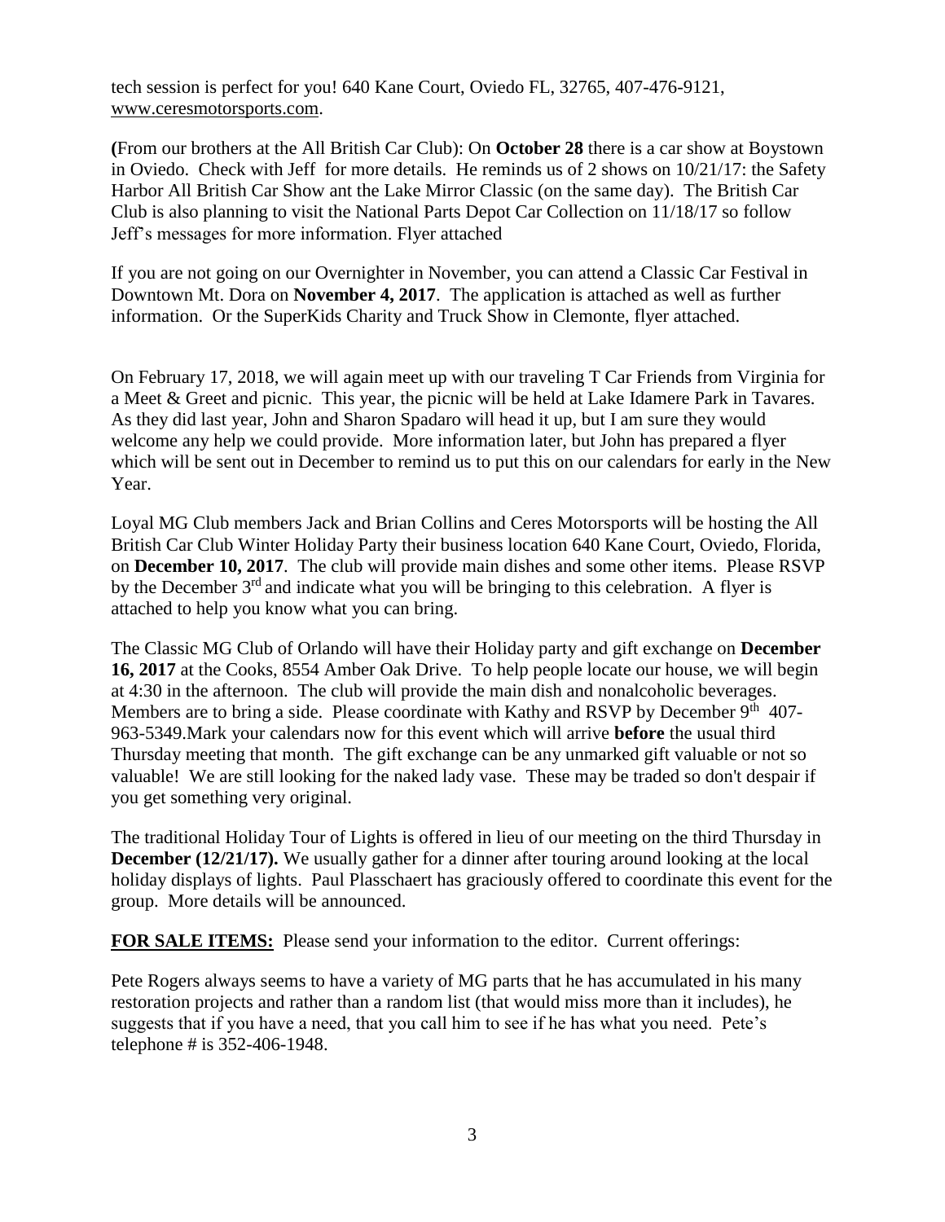tech session is perfect for you! 640 Kane Court, Oviedo FL, 32765, 407-476-9121, www.ceresmotorsports.com.

**(**From our brothers at the All British Car Club): On **October 28** there is a car show at Boystown in Oviedo. Check with Jeff for more details. He reminds us of 2 shows on 10/21/17: the Safety Harbor All British Car Show ant the Lake Mirror Classic (on the same day). The British Car Club is also planning to visit the National Parts Depot Car Collection on 11/18/17 so follow Jeff's messages for more information. Flyer attached

If you are not going on our Overnighter in November, you can attend a Classic Car Festival in Downtown Mt. Dora on **November 4, 2017**. The application is attached as well as further information. Or the SuperKids Charity and Truck Show in Clemonte, flyer attached.

On February 17, 2018, we will again meet up with our traveling T Car Friends from Virginia for a Meet & Greet and picnic. This year, the picnic will be held at Lake Idamere Park in Tavares. As they did last year, John and Sharon Spadaro will head it up, but I am sure they would welcome any help we could provide. More information later, but John has prepared a flyer which will be sent out in December to remind us to put this on our calendars for early in the New Year.

Loyal MG Club members Jack and Brian Collins and Ceres Motorsports will be hosting the All British Car Club Winter Holiday Party their business location 640 Kane Court, Oviedo, Florida, on **December 10, 2017**. The club will provide main dishes and some other items. Please RSVP by the December 3rd and indicate what you will be bringing to this celebration. A flyer is attached to help you know what you can bring.

The Classic MG Club of Orlando will have their Holiday party and gift exchange on **December 16, 2017** at the Cooks, 8554 Amber Oak Drive. To help people locate our house, we will begin at 4:30 in the afternoon. The club will provide the main dish and nonalcoholic beverages. Members are to bring a side. Please coordinate with Kathy and RSVP by December 9th 407-963-5349.Mark your calendars now for this event which will arrive **before** the usual third Thursday meeting that month. The gift exchange can be any unmarked gift valuable or not so valuable! We are still looking for the naked lady vase. These may be traded so don't despair if you get something very original.

The traditional Holiday Tour of Lights is offered in lieu of our meeting on the third Thursday in **December (12/21/17).** We usually gather for a dinner after touring around looking at the local holiday displays of lights. Paul Plasschaert has graciously offered to coordinate this event for the group. More details will be announced.

**FOR SALE ITEMS:** Please send your information to the editor. Current offerings:

Pete Rogers always seems to have a variety of MG parts that he has accumulated in his many restoration projects and rather than a random list (that would miss more than it includes), he suggests that if you have a need, that you call him to see if he has what you need. Pete's telephone # is 352-406-1948.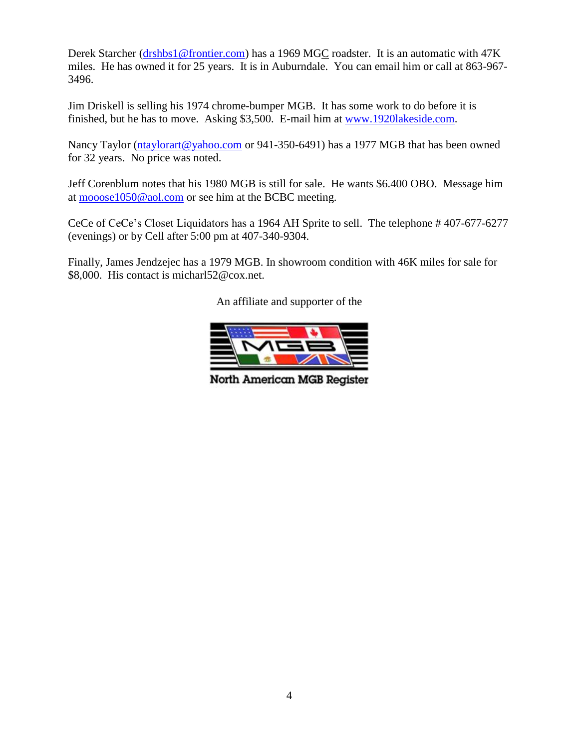Derek Starcher (drshbs1@frontier.com) has a 1969 MGC roadster. It is an automatic with 47K miles. He has owned it for 25 years. It is in Auburndale. You can email him or call at 863-967-3496.

Jim Driskell is selling his 1974 chrome-bumper MGB. It has some work to do before it is finished, but he has to move. Asking $3,500. E-mail him at www.1920lakeside.com.

Nancy Taylor (ntaylorart@yahoo.com or 941-350-6491) has a 1977 MGB that has been owned for 32 years. No price was noted.

Jeff Corenblum notes that his 1980 MGB is still for sale. He wants $6.400 OBO. Message him at mooose1050@aol.com or see him at the BCBC meeting.

CeCe of CeCe's Closet Liquidators has a 1964 AH Sprite to sell. The telephone # 407-677-6277 (evenings) or by Cell after 5:00 pm at 407-340-9304.

Finally, James Jendzejec has a 1979 MGB. In showroom condition with 46K miles for sale for $8,000. His contact is micharl52@cox.net.

An affiliate and supporter of the

North American MGB Register